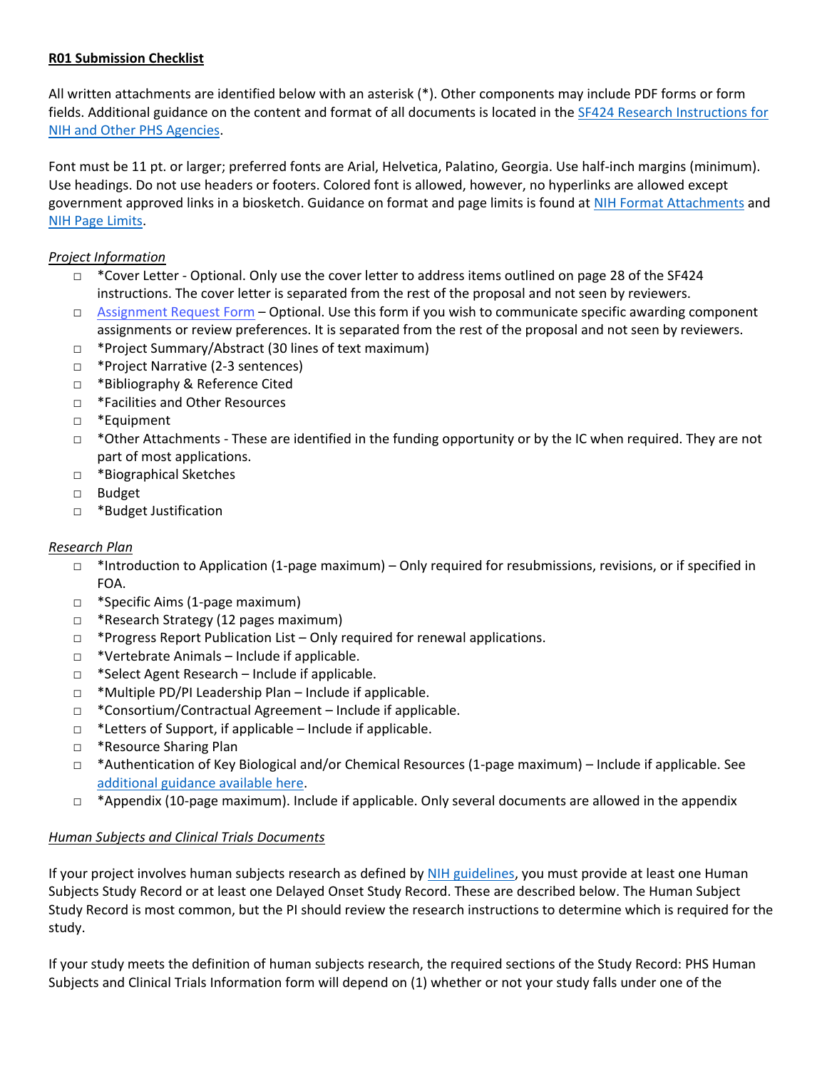**R01 Submission Checklist**

All written attachments are identified below with an asterisk (*). Other components may include PDF forms or form fields. Additional guidance on the content and format of all documents is located in the SF424 Research Instructions for NIH and Other PHS Agencies.

Font must be 11 pt. or larger; preferred fonts are Arial, Helvetica, Palatino, Georgia. Use half-inch margins (minimum). Use headings. Do not use headers or footers. Colored font is allowed, however, no hyperlinks are allowed except government approved links in a biosketch. Guidance on format and page limits is found at NIH Format Attachments and NIH Page Limits.

*Project Information*

- □ *Cover Letter - Optional. Only use the cover letter to address items outlined on page 28 of the SF424 instructions. The cover letter is separated from the rest of the proposal and not seen by reviewers.
- □ Assignment Request Form – Optional. Use this form if you wish to communicate specific awarding component assignments or review preferences. It is separated from the rest of the proposal and not seen by reviewers.
- □ *Project Summary/Abstract (30 lines of text maximum)
- □ *Project Narrative (2-3 sentences)
- □ *Bibliography & Reference Cited
- □ *Facilities and Other Resources
- □ *Equipment
- □ *Other Attachments - These are identified in the funding opportunity or by the IC when required. They are not part of most applications.
- □ *Biographical Sketches
- □ Budget
- □ *Budget Justification

*Research Plan*

- □ *Introduction to Application (1-page maximum) – Only required for resubmissions, revisions, or if specified in FOA.
- □ *Specific Aims (1-page maximum)
- □ *Research Strategy (12 pages maximum)
- □ *Progress Report Publication List – Only required for renewal applications.
- □ *Vertebrate Animals – Include if applicable.
- □ *Select Agent Research – Include if applicable.
- □ *Multiple PD/PI Leadership Plan – Include if applicable.
- □ *Consortium/Contractual Agreement – Include if applicable.
- □ *Letters of Support, if applicable – Include if applicable.
- □ *Resource Sharing Plan
- □ *Authentication of Key Biological and/or Chemical Resources (1-page maximum) – Include if applicable. See additional guidance available here.
- □ *Appendix (10-page maximum). Include if applicable. Only several documents are allowed in the appendix

*Human Subjects and Clinical Trials Documents*

If your project involves human subjects research as defined by NIH guidelines, you must provide at least one Human Subjects Study Record or at least one Delayed Onset Study Record. These are described below. The Human Subject Study Record is most common, but the PI should review the research instructions to determine which is required for the study.

If your study meets the definition of human subjects research, the required sections of the Study Record: PHS Human Subjects and Clinical Trials Information form will depend on (1) whether or not your study falls under one of the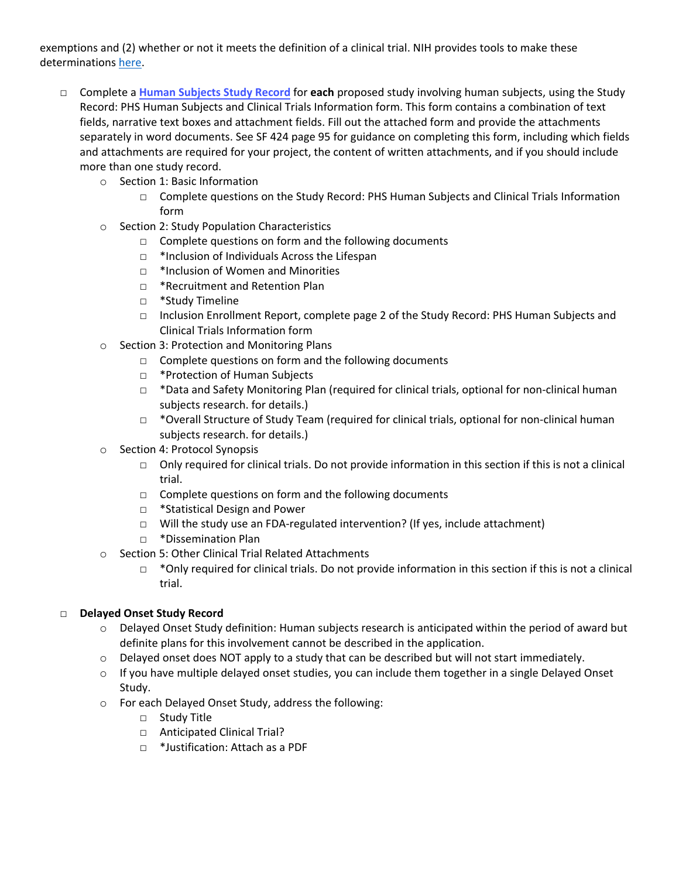exemptions and (2) whether or not it meets the definition of a clinical trial. NIH provides tools to make these determinations here.

- ☐ Complete a **Human Subjects Study Record** for **each** proposed study involving human subjects, using the Study Record: PHS Human Subjects and Clinical Trials Information form. This form contains a combination of text fields, narrative text boxes and attachment fields. Fill out the attached form and provide the attachments separately in word documents. See SF 424 page 95 for guidance on completing this form, including which fields and attachments are required for your project, the content of written attachments, and if you should include more than one study record.
  - Section 1: Basic Information
    - ☐ Complete questions on the Study Record: PHS Human Subjects and Clinical Trials Information form
  - Section 2: Study Population Characteristics
    - ☐ Complete questions on form and the following documents
    - ☐ *Inclusion of Individuals Across the Lifespan
    - ☐ *Inclusion of Women and Minorities
    - ☐ *Recruitment and Retention Plan
    - ☐ *Study Timeline
    - ☐ Inclusion Enrollment Report, complete page 2 of the Study Record: PHS Human Subjects and Clinical Trials Information form
  - Section 3: Protection and Monitoring Plans
    - ☐ Complete questions on form and the following documents
    - ☐ *Protection of Human Subjects
    - ☐ *Data and Safety Monitoring Plan (required for clinical trials, optional for non-clinical human subjects research. for details.)
    - ☐ *Overall Structure of Study Team (required for clinical trials, optional for non-clinical human subjects research. for details.)
  - Section 4: Protocol Synopsis
    - ☐ Only required for clinical trials. Do not provide information in this section if this is not a clinical trial.
    - ☐ Complete questions on form and the following documents
    - ☐ *Statistical Design and Power
    - ☐ Will the study use an FDA-regulated intervention? (If yes, include attachment)
    - ☐ *Dissemination Plan
  - Section 5: Other Clinical Trial Related Attachments
    - ☐ *Only required for clinical trials. Do not provide information in this section if this is not a clinical trial.

- ☐ **Delayed Onset Study Record**
  - Delayed Onset Study definition: Human subjects research is anticipated within the period of award but definite plans for this involvement cannot be described in the application.
  - Delayed onset does NOT apply to a study that can be described but will not start immediately.
  - If you have multiple delayed onset studies, you can include them together in a single Delayed Onset Study.
  - For each Delayed Onset Study, address the following:
    - ☐ Study Title
    - ☐ Anticipated Clinical Trial?
    - ☐ *Justification: Attach as a PDF